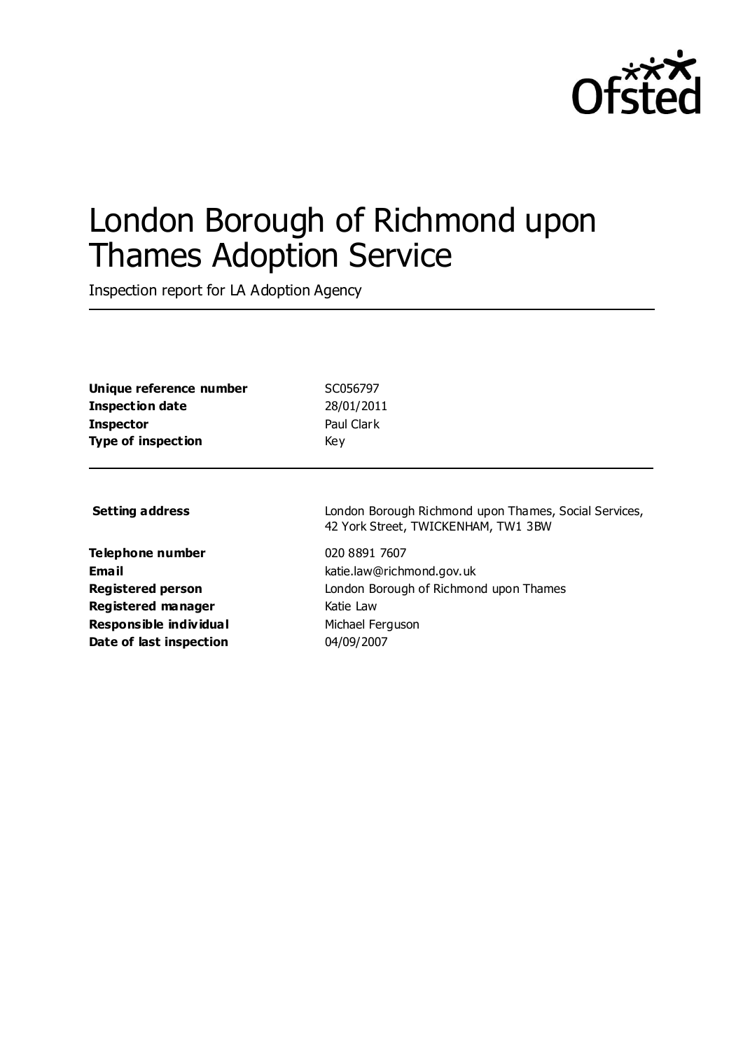Ofsted

# London Borough of Richmond upon Thames Adoption Service

Inspection report for LA Adoption Agency

| | |
|---|---|
| **Unique reference number** | SC056797 |
| **Inspection date** | 28/01/2011 |
| **Inspector** | Paul Clark |
| **Type of inspection** | Key |

| | |
|---|---|
| **Setting address** | London Borough Richmond upon Thames, Social Services, 42 York Street, TWICKENHAM, TW1 3BW |
| **Telephone number** | 020 8891 7607 |
| **Email** | katie.law@richmond.gov.uk |
| **Registered person** | London Borough of Richmond upon Thames |
| **Registered manager** | Katie Law |
| **Responsible individual** | Michael Ferguson |
| **Date of last inspection** | 04/09/2007 |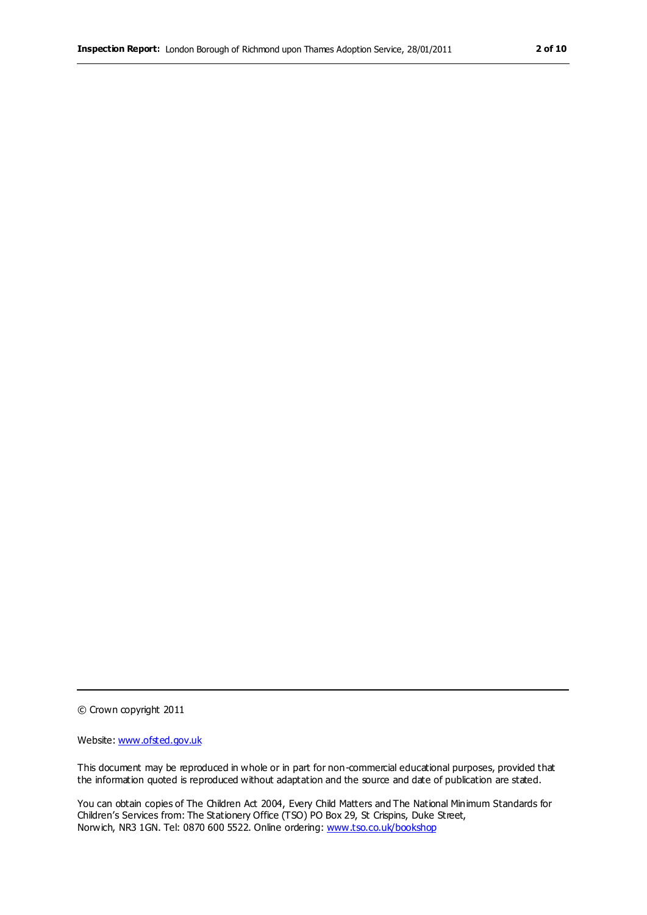© Crown copyright 2011

Website: [www.ofsted.gov.uk](http://www.ofsted.gov.uk)

This document may be reproduced in whole or in part for non-commercial educational purposes, provided that the information quoted is reproduced without adaptation and the source and date of publication are stated.

You can obtain copies of The Children Act 2004, Every Child Matters and The National Minimum Standards for Children's Services from: The Stationery Office (TSO) PO Box 29, St Crispins, Duke Street, Norwich, NR3 1GN. Tel: 0870 600 5522. Online ordering: [www.tso.co.uk/bookshop](http://www.tso.co.uk/bookshop)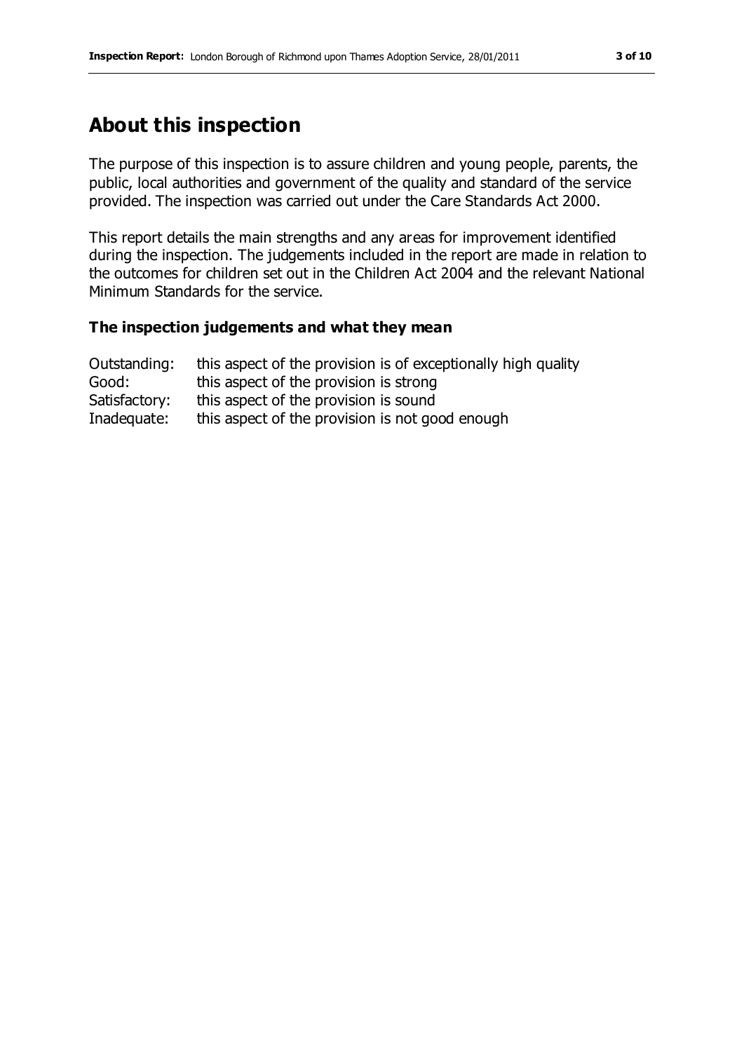# About this inspection

The purpose of this inspection is to assure children and young people, parents, the public, local authorities and government of the quality and standard of the service provided. The inspection was carried out under the Care Standards Act 2000.

This report details the main strengths and any areas for improvement identified during the inspection. The judgements included in the report are made in relation to the outcomes for children set out in the Children Act 2004 and the relevant National Minimum Standards for the service.

### The inspection judgements and what they mean

| | |
|---|---|
| Outstanding: | this aspect of the provision is of exceptionally high quality |
| Good: | this aspect of the provision is strong |
| Satisfactory: | this aspect of the provision is sound |
| Inadequate: | this aspect of the provision is not good enough |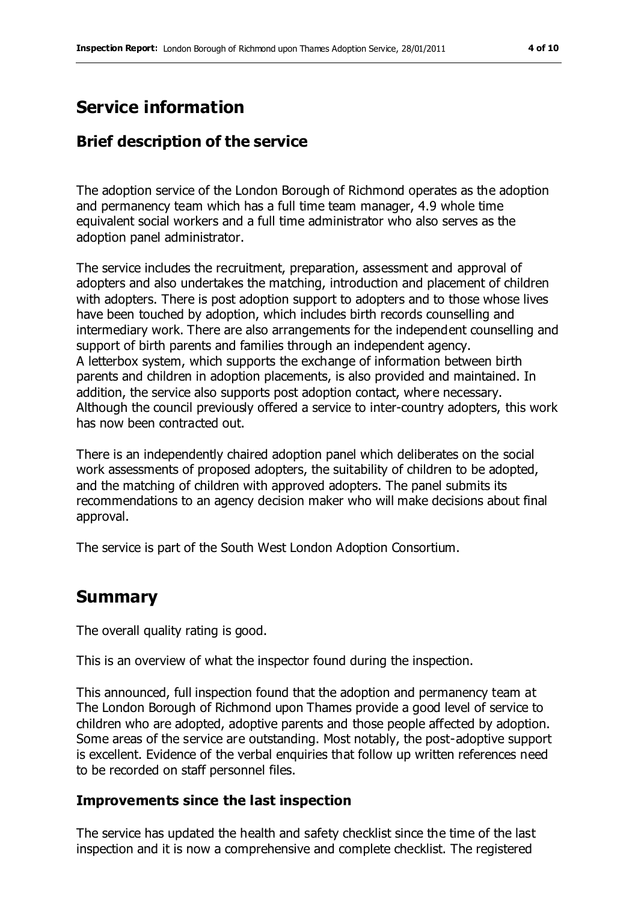# Service information

## Brief description of the service

The adoption service of the London Borough of Richmond operates as the adoption and permanency team which has a full time team manager, 4.9 whole time equivalent social workers and a full time administrator who also serves as the adoption panel administrator.

The service includes the recruitment, preparation, assessment and approval of adopters and also undertakes the matching, introduction and placement of children with adopters. There is post adoption support to adopters and to those whose lives have been touched by adoption, which includes birth records counselling and intermediary work. There are also arrangements for the independent counselling and support of birth parents and families through an independent agency. A letterbox system, which supports the exchange of information between birth parents and children in adoption placements, is also provided and maintained. In addition, the service also supports post adoption contact, where necessary. Although the council previously offered a service to inter-country adopters, this work has now been contracted out.

There is an independently chaired adoption panel which deliberates on the social work assessments of proposed adopters, the suitability of children to be adopted, and the matching of children with approved adopters. The panel submits its recommendations to an agency decision maker who will make decisions about final approval.

The service is part of the South West London Adoption Consortium.

# Summary

The overall quality rating is good.

This is an overview of what the inspector found during the inspection.

This announced, full inspection found that the adoption and permanency team at The London Borough of Richmond upon Thames provide a good level of service to children who are adopted, adoptive parents and those people affected by adoption. Some areas of the service are outstanding. Most notably, the post-adoptive support is excellent. Evidence of the verbal enquiries that follow up written references need to be recorded on staff personnel files.

## Improvements since the last inspection

The service has updated the health and safety checklist since the time of the last inspection and it is now a comprehensive and complete checklist. The registered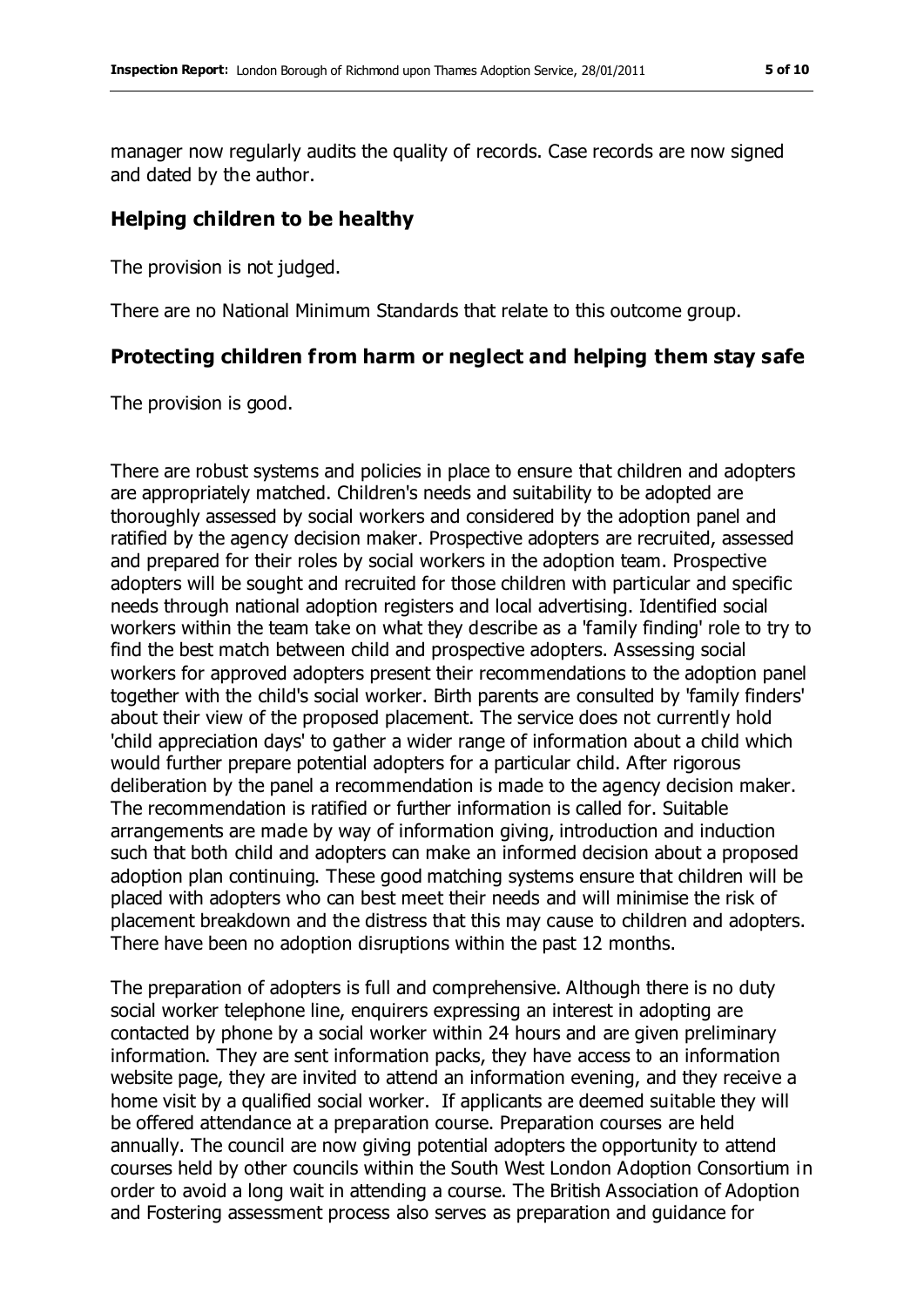manager now regularly audits the quality of records. Case records are now signed and dated by the author.

## Helping children to be healthy

The provision is not judged.

There are no National Minimum Standards that relate to this outcome group.

## Protecting children from harm or neglect and helping them stay safe

The provision is good.

There are robust systems and policies in place to ensure that children and adopters are appropriately matched. Children's needs and suitability to be adopted are thoroughly assessed by social workers and considered by the adoption panel and ratified by the agency decision maker. Prospective adopters are recruited, assessed and prepared for their roles by social workers in the adoption team. Prospective adopters will be sought and recruited for those children with particular and specific needs through national adoption registers and local advertising. Identified social workers within the team take on what they describe as a 'family finding' role to try to find the best match between child and prospective adopters. Assessing social workers for approved adopters present their recommendations to the adoption panel together with the child's social worker. Birth parents are consulted by 'family finders' about their view of the proposed placement. The service does not currently hold 'child appreciation days' to gather a wider range of information about a child which would further prepare potential adopters for a particular child. After rigorous deliberation by the panel a recommendation is made to the agency decision maker. The recommendation is ratified or further information is called for. Suitable arrangements are made by way of information giving, introduction and induction such that both child and adopters can make an informed decision about a proposed adoption plan continuing. These good matching systems ensure that children will be placed with adopters who can best meet their needs and will minimise the risk of placement breakdown and the distress that this may cause to children and adopters. There have been no adoption disruptions within the past 12 months.

The preparation of adopters is full and comprehensive. Although there is no duty social worker telephone line, enquirers expressing an interest in adopting are contacted by phone by a social worker within 24 hours and are given preliminary information. They are sent information packs, they have access to an information website page, they are invited to attend an information evening, and they receive a home visit by a qualified social worker. If applicants are deemed suitable they will be offered attendance at a preparation course. Preparation courses are held annually. The council are now giving potential adopters the opportunity to attend courses held by other councils within the South West London Adoption Consortium in order to avoid a long wait in attending a course. The British Association of Adoption and Fostering assessment process also serves as preparation and guidance for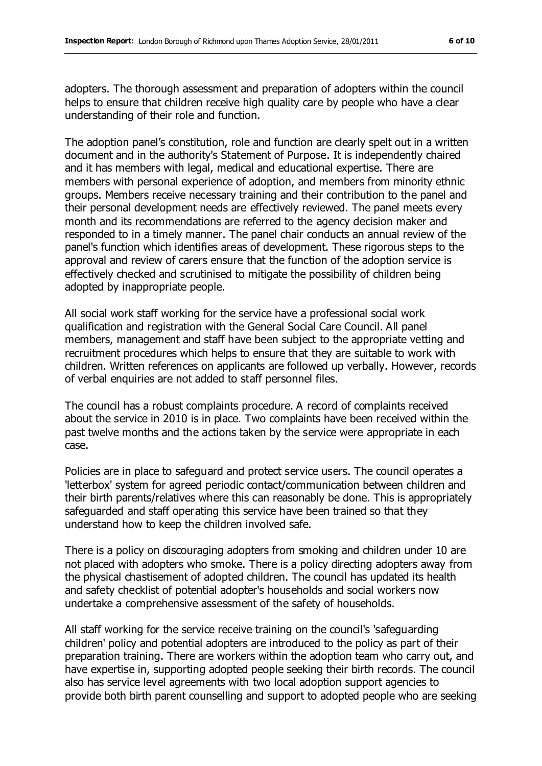adopters. The thorough assessment and preparation of adopters within the council helps to ensure that children receive high quality care by people who have a clear understanding of their role and function.

The adoption panel's constitution, role and function are clearly spelt out in a written document and in the authority's Statement of Purpose. It is independently chaired and it has members with legal, medical and educational expertise. There are members with personal experience of adoption, and members from minority ethnic groups. Members receive necessary training and their contribution to the panel and their personal development needs are effectively reviewed. The panel meets every month and its recommendations are referred to the agency decision maker and responded to in a timely manner. The panel chair conducts an annual review of the panel's function which identifies areas of development. These rigorous steps to the approval and review of carers ensure that the function of the adoption service is effectively checked and scrutinised to mitigate the possibility of children being adopted by inappropriate people.

All social work staff working for the service have a professional social work qualification and registration with the General Social Care Council. All panel members, management and staff have been subject to the appropriate vetting and recruitment procedures which helps to ensure that they are suitable to work with children. Written references on applicants are followed up verbally. However, records of verbal enquiries are not added to staff personnel files.

The council has a robust complaints procedure. A record of complaints received about the service in 2010 is in place. Two complaints have been received within the past twelve months and the actions taken by the service were appropriate in each case.

Policies are in place to safeguard and protect service users. The council operates a 'letterbox' system for agreed periodic contact/communication between children and their birth parents/relatives where this can reasonably be done. This is appropriately safeguarded and staff operating this service have been trained so that they understand how to keep the children involved safe.

There is a policy on discouraging adopters from smoking and children under 10 are not placed with adopters who smoke. There is a policy directing adopters away from the physical chastisement of adopted children. The council has updated its health and safety checklist of potential adopter's households and social workers now undertake a comprehensive assessment of the safety of households.

All staff working for the service receive training on the council's 'safeguarding children' policy and potential adopters are introduced to the policy as part of their preparation training. There are workers within the adoption team who carry out, and have expertise in, supporting adopted people seeking their birth records. The council also has service level agreements with two local adoption support agencies to provide both birth parent counselling and support to adopted people who are seeking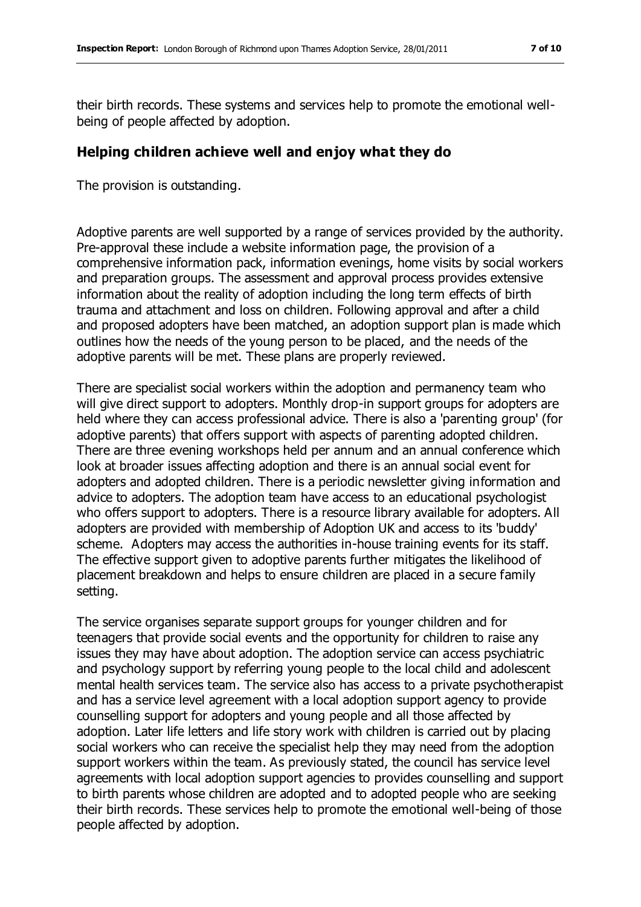their birth records. These systems and services help to promote the emotional well-being of people affected by adoption.

## Helping children achieve well and enjoy what they do

The provision is outstanding.

Adoptive parents are well supported by a range of services provided by the authority. Pre-approval these include a website information page, the provision of a comprehensive information pack, information evenings, home visits by social workers and preparation groups. The assessment and approval process provides extensive information about the reality of adoption including the long term effects of birth trauma and attachment and loss on children. Following approval and after a child and proposed adopters have been matched, an adoption support plan is made which outlines how the needs of the young person to be placed, and the needs of the adoptive parents will be met. These plans are properly reviewed.

There are specialist social workers within the adoption and permanency team who will give direct support to adopters. Monthly drop-in support groups for adopters are held where they can access professional advice. There is also a 'parenting group' (for adoptive parents) that offers support with aspects of parenting adopted children. There are three evening workshops held per annum and an annual conference which look at broader issues affecting adoption and there is an annual social event for adopters and adopted children. There is a periodic newsletter giving information and advice to adopters. The adoption team have access to an educational psychologist who offers support to adopters. There is a resource library available for adopters. All adopters are provided with membership of Adoption UK and access to its 'buddy' scheme. Adopters may access the authorities in-house training events for its staff. The effective support given to adoptive parents further mitigates the likelihood of placement breakdown and helps to ensure children are placed in a secure family setting.

The service organises separate support groups for younger children and for teenagers that provide social events and the opportunity for children to raise any issues they may have about adoption. The adoption service can access psychiatric and psychology support by referring young people to the local child and adolescent mental health services team. The service also has access to a private psychotherapist and has a service level agreement with a local adoption support agency to provide counselling support for adopters and young people and all those affected by adoption. Later life letters and life story work with children is carried out by placing social workers who can receive the specialist help they may need from the adoption support workers within the team. As previously stated, the council has service level agreements with local adoption support agencies to provides counselling and support to birth parents whose children are adopted and to adopted people who are seeking their birth records. These services help to promote the emotional well-being of those people affected by adoption.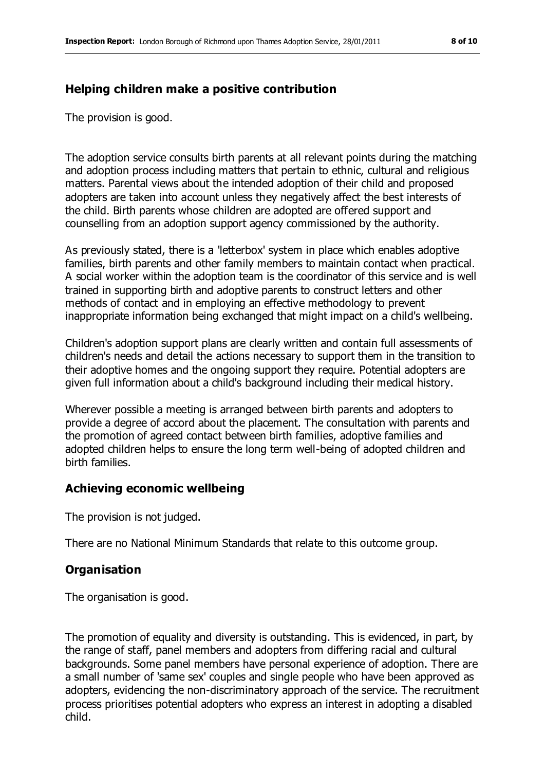## Helping children make a positive contribution

The provision is good.

The adoption service consults birth parents at all relevant points during the matching and adoption process including matters that pertain to ethnic, cultural and religious matters. Parental views about the intended adoption of their child and proposed adopters are taken into account unless they negatively affect the best interests of the child. Birth parents whose children are adopted are offered support and counselling from an adoption support agency commissioned by the authority.

As previously stated, there is a 'letterbox' system in place which enables adoptive families, birth parents and other family members to maintain contact when practical. A social worker within the adoption team is the coordinator of this service and is well trained in supporting birth and adoptive parents to construct letters and other methods of contact and in employing an effective methodology to prevent inappropriate information being exchanged that might impact on a child's wellbeing.

Children's adoption support plans are clearly written and contain full assessments of children's needs and detail the actions necessary to support them in the transition to their adoptive homes and the ongoing support they require. Potential adopters are given full information about a child's background including their medical history.

Wherever possible a meeting is arranged between birth parents and adopters to provide a degree of accord about the placement. The consultation with parents and the promotion of agreed contact between birth families, adoptive families and adopted children helps to ensure the long term well-being of adopted children and birth families.

## Achieving economic wellbeing

The provision is not judged.

There are no National Minimum Standards that relate to this outcome group.

## Organisation

The organisation is good.

The promotion of equality and diversity is outstanding. This is evidenced, in part, by the range of staff, panel members and adopters from differing racial and cultural backgrounds. Some panel members have personal experience of adoption. There are a small number of 'same sex' couples and single people who have been approved as adopters, evidencing the non-discriminatory approach of the service. The recruitment process prioritises potential adopters who express an interest in adopting a disabled child.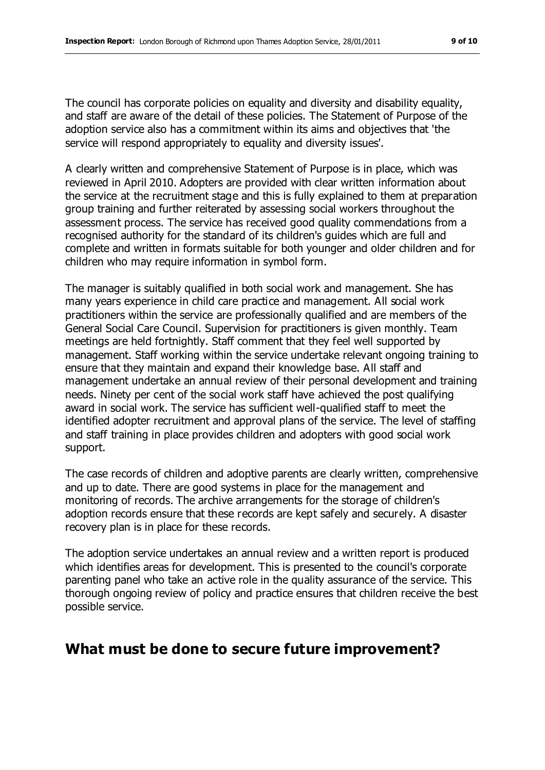The council has corporate policies on equality and diversity and disability equality, and staff are aware of the detail of these policies. The Statement of Purpose of the adoption service also has a commitment within its aims and objectives that 'the service will respond appropriately to equality and diversity issues'.

A clearly written and comprehensive Statement of Purpose is in place, which was reviewed in April 2010. Adopters are provided with clear written information about the service at the recruitment stage and this is fully explained to them at preparation group training and further reiterated by assessing social workers throughout the assessment process. The service has received good quality commendations from a recognised authority for the standard of its children's guides which are full and complete and written in formats suitable for both younger and older children and for children who may require information in symbol form.

The manager is suitably qualified in both social work and management. She has many years experience in child care practice and management. All social work practitioners within the service are professionally qualified and are members of the General Social Care Council. Supervision for practitioners is given monthly. Team meetings are held fortnightly. Staff comment that they feel well supported by management. Staff working within the service undertake relevant ongoing training to ensure that they maintain and expand their knowledge base. All staff and management undertake an annual review of their personal development and training needs. Ninety per cent of the social work staff have achieved the post qualifying award in social work. The service has sufficient well-qualified staff to meet the identified adopter recruitment and approval plans of the service. The level of staffing and staff training in place provides children and adopters with good social work support.

The case records of children and adoptive parents are clearly written, comprehensive and up to date. There are good systems in place for the management and monitoring of records. The archive arrangements for the storage of children's adoption records ensure that these records are kept safely and securely. A disaster recovery plan is in place for these records.

The adoption service undertakes an annual review and a written report is produced which identifies areas for development. This is presented to the council's corporate parenting panel who take an active role in the quality assurance of the service. This thorough ongoing review of policy and practice ensures that children receive the best possible service.

## What must be done to secure future improvement?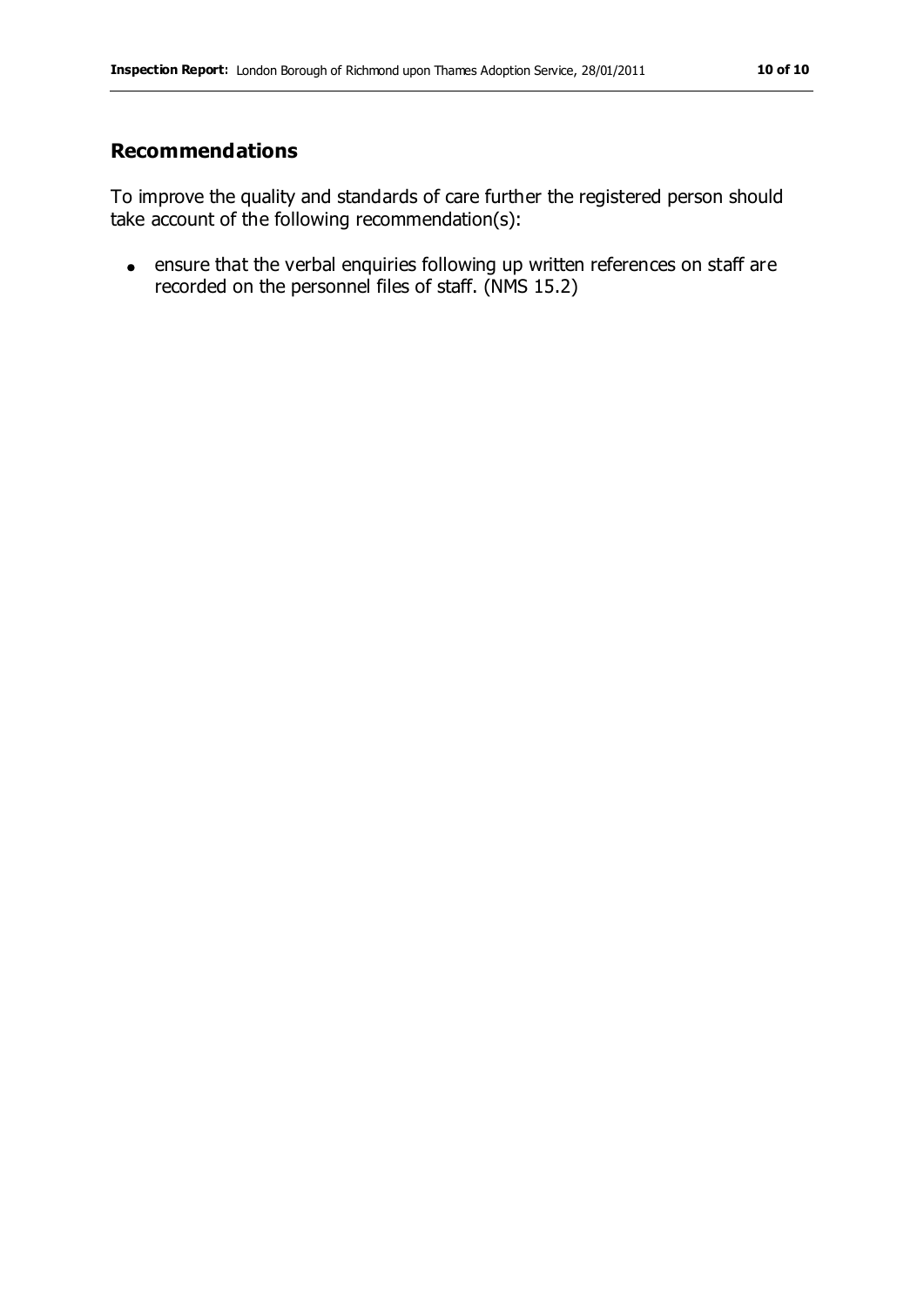## Recommendations

To improve the quality and standards of care further the registered person should take account of the following recommendation(s):

- ensure that the verbal enquiries following up written references on staff are recorded on the personnel files of staff. (NMS 15.2)